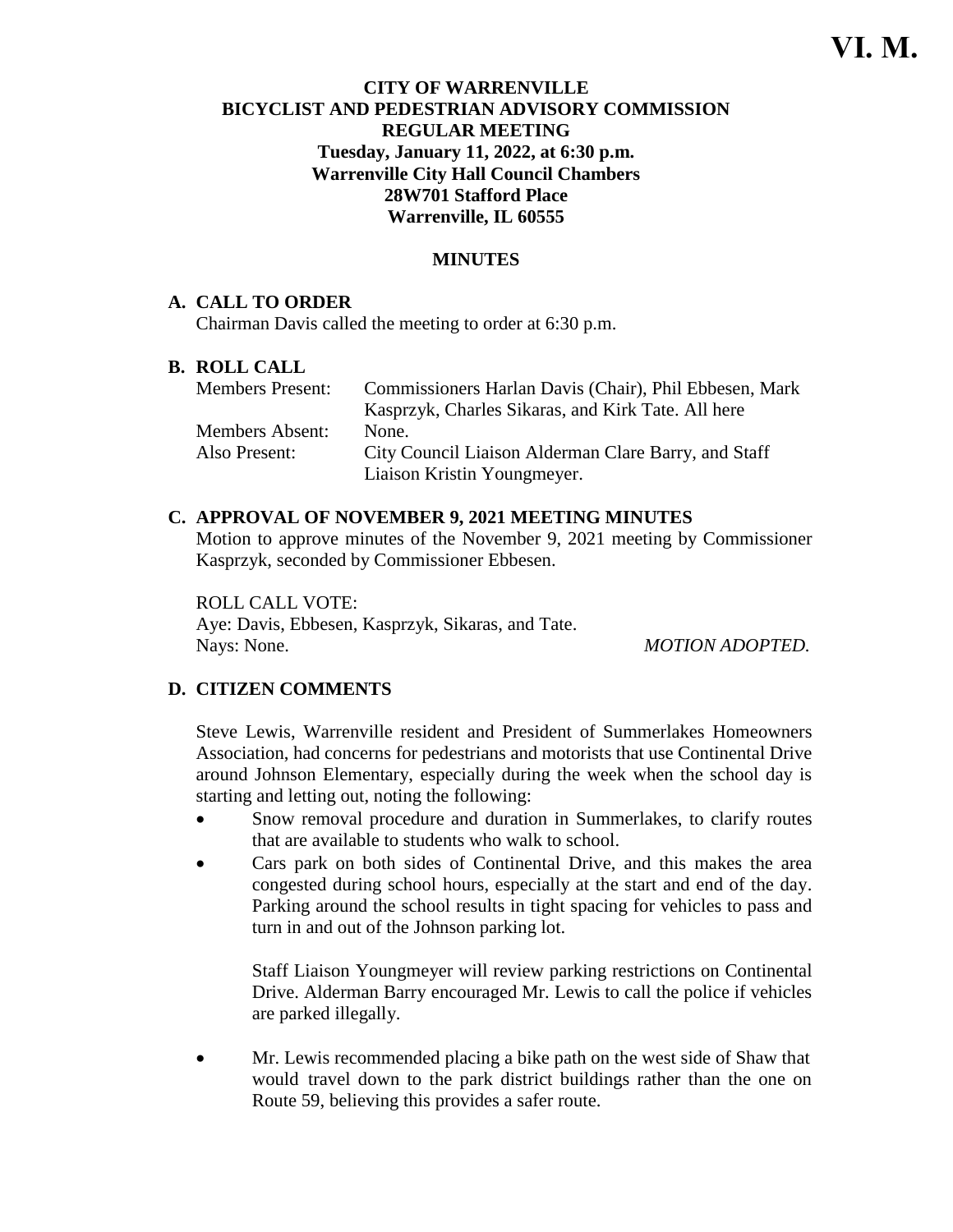VI. M.

**CITY OF WARRENVILLE**
**BICYCLIST AND PEDESTRIAN ADVISORY COMMISSION**
**REGULAR MEETING**
**Tuesday, January 11, 2022, at 6:30 p.m.**
**Warrenville City Hall Council Chambers**
**28W701 Stafford Place**
**Warrenville, IL 60555**

## MINUTES

### A. CALL TO ORDER

Chairman Davis called the meeting to order at 6:30 p.m.

### B. ROLL CALL

| | |
|---|---|
| Members Present: | Commissioners Harlan Davis (Chair), Phil Ebbesen, Mark Kasprzyk, Charles Sikaras, and Kirk Tate. All here |
| Members Absent: | None. |
| Also Present: | City Council Liaison Alderman Clare Barry, and Staff Liaison Kristin Youngmeyer. |

### C. APPROVAL OF NOVEMBER 9, 2021 MEETING MINUTES

Motion to approve minutes of the November 9, 2021 meeting by Commissioner Kasprzyk, seconded by Commissioner Ebbesen.

ROLL CALL VOTE:
Aye: Davis, Ebbesen, Kasprzyk, Sikaras, and Tate.
Nays: None. *MOTION ADOPTED.*

### D. CITIZEN COMMENTS

Steve Lewis, Warrenville resident and President of Summerlakes Homeowners Association, had concerns for pedestrians and motorists that use Continental Drive around Johnson Elementary, especially during the week when the school day is starting and letting out, noting the following:

- Snow removal procedure and duration in Summerlakes, to clarify routes that are available to students who walk to school.
- Cars park on both sides of Continental Drive, and this makes the area congested during school hours, especially at the start and end of the day. Parking around the school results in tight spacing for vehicles to pass and turn in and out of the Johnson parking lot.

  Staff Liaison Youngmeyer will review parking restrictions on Continental Drive. Alderman Barry encouraged Mr. Lewis to call the police if vehicles are parked illegally.

- Mr. Lewis recommended placing a bike path on the west side of Shaw that would travel down to the park district buildings rather than the one on Route 59, believing this provides a safer route.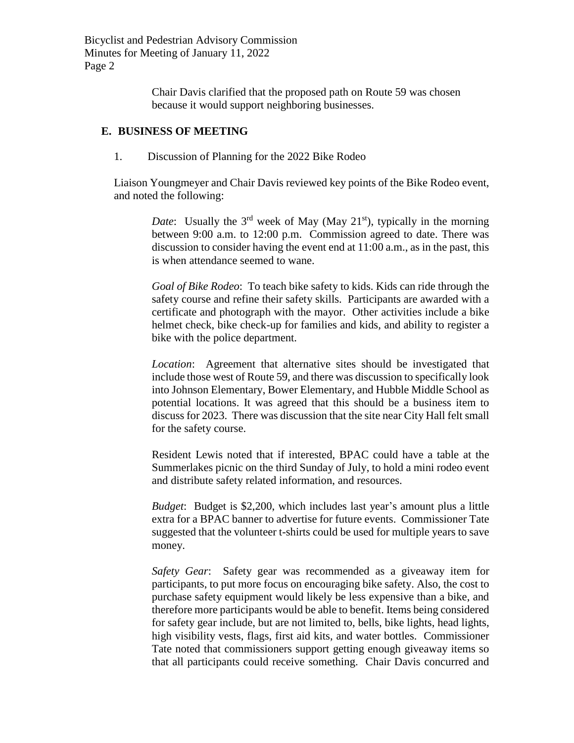Chair Davis clarified that the proposed path on Route 59 was chosen because it would support neighboring businesses.

## E. BUSINESS OF MEETING

1. Discussion of Planning for the 2022 Bike Rodeo

Liaison Youngmeyer and Chair Davis reviewed key points of the Bike Rodeo event, and noted the following:

*Date*: Usually the 3rd week of May (May 21st), typically in the morning between 9:00 a.m. to 12:00 p.m. Commission agreed to date. There was discussion to consider having the event end at 11:00 a.m., as in the past, this is when attendance seemed to wane.

*Goal of Bike Rodeo*: To teach bike safety to kids. Kids can ride through the safety course and refine their safety skills. Participants are awarded with a certificate and photograph with the mayor. Other activities include a bike helmet check, bike check-up for families and kids, and ability to register a bike with the police department.

*Location*: Agreement that alternative sites should be investigated that include those west of Route 59, and there was discussion to specifically look into Johnson Elementary, Bower Elementary, and Hubble Middle School as potential locations. It was agreed that this should be a business item to discuss for 2023. There was discussion that the site near City Hall felt small for the safety course.

Resident Lewis noted that if interested, BPAC could have a table at the Summerlakes picnic on the third Sunday of July, to hold a mini rodeo event and distribute safety related information, and resources.

*Budget*: Budget is $2,200, which includes last year's amount plus a little extra for a BPAC banner to advertise for future events. Commissioner Tate suggested that the volunteer t-shirts could be used for multiple years to save money.

*Safety Gear*: Safety gear was recommended as a giveaway item for participants, to put more focus on encouraging bike safety. Also, the cost to purchase safety equipment would likely be less expensive than a bike, and therefore more participants would be able to benefit. Items being considered for safety gear include, but are not limited to, bells, bike lights, head lights, high visibility vests, flags, first aid kits, and water bottles. Commissioner Tate noted that commissioners support getting enough giveaway items so that all participants could receive something. Chair Davis concurred and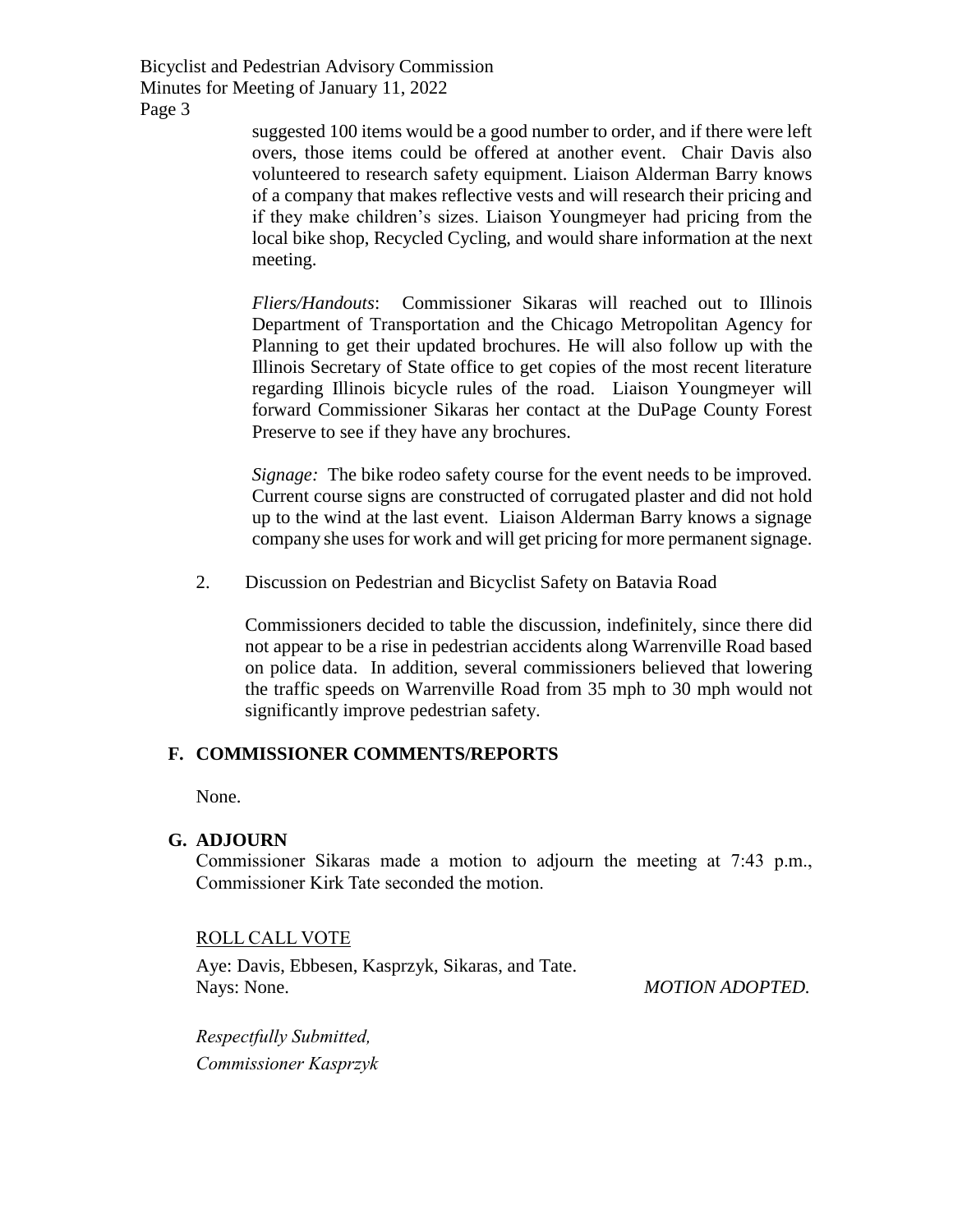suggested 100 items would be a good number to order, and if there were left overs, those items could be offered at another event. Chair Davis also volunteered to research safety equipment. Liaison Alderman Barry knows of a company that makes reflective vests and will research their pricing and if they make children's sizes. Liaison Youngmeyer had pricing from the local bike shop, Recycled Cycling, and would share information at the next meeting.

*Fliers/Handouts*: Commissioner Sikaras will reached out to Illinois Department of Transportation and the Chicago Metropolitan Agency for Planning to get their updated brochures. He will also follow up with the Illinois Secretary of State office to get copies of the most recent literature regarding Illinois bicycle rules of the road. Liaison Youngmeyer will forward Commissioner Sikaras her contact at the DuPage County Forest Preserve to see if they have any brochures.

*Signage:* The bike rodeo safety course for the event needs to be improved. Current course signs are constructed of corrugated plaster and did not hold up to the wind at the last event. Liaison Alderman Barry knows a signage company she uses for work and will get pricing for more permanent signage.

2. Discussion on Pedestrian and Bicyclist Safety on Batavia Road

   Commissioners decided to table the discussion, indefinitely, since there did not appear to be a rise in pedestrian accidents along Warrenville Road based on police data. In addition, several commissioners believed that lowering the traffic speeds on Warrenville Road from 35 mph to 30 mph would not significantly improve pedestrian safety.

## F. COMMISSIONER COMMENTS/REPORTS

None.

## G. ADJOURN

Commissioner Sikaras made a motion to adjourn the meeting at 7:43 p.m., Commissioner Kirk Tate seconded the motion.

ROLL CALL VOTE

Aye: Davis, Ebbesen, Kasprzyk, Sikaras, and Tate.
Nays: None. *MOTION ADOPTED.*

*Respectfully Submitted,*
*Commissioner Kasprzyk*